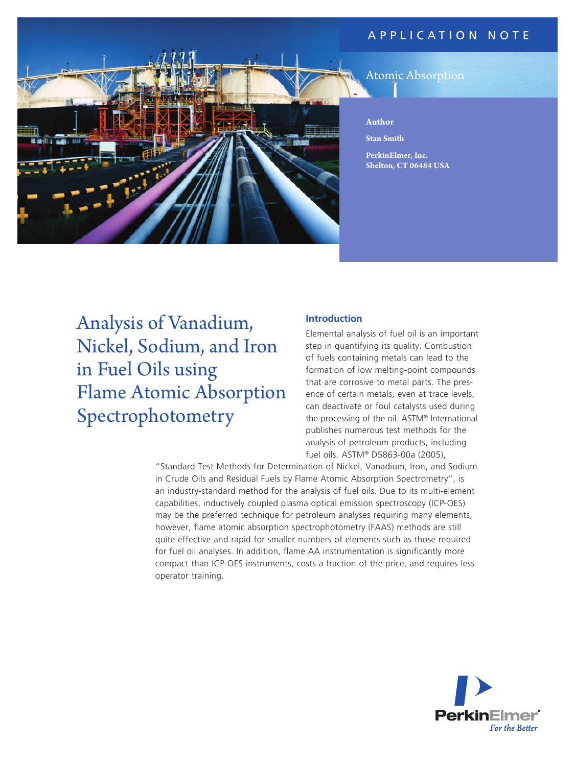APPLICATION NOTE

Atomic Absorption

**Author**

**Stan Smith**

**PerkinElmer, Inc.**
**Shelton, CT 06484 USA**

# Analysis of Vanadium, Nickel, Sodium, and Iron in Fuel Oils using Flame Atomic Absorption Spectrophotometry

## Introduction

Elemental analysis of fuel oil is an important step in quantifying its quality. Combustion of fuels containing metals can lead to the formation of low melting-point compounds that are corrosive to metal parts. The presence of certain metals, even at trace levels, can deactivate or foul catalysts used during the processing of the oil. ASTM® International publishes numerous test methods for the analysis of petroleum products, including fuel oils. ASTM® D5863-00a (2005), "Standard Test Methods for Determination of Nickel, Vanadium, Iron, and Sodium in Crude Oils and Residual Fuels by Flame Atomic Absorption Spectrometry", is an industry-standard method for the analysis of fuel oils. Due to its multi-element capabilities, inductively coupled plasma optical emission spectroscopy (ICP-OES) may be the preferred technique for petroleum analyses requiring many elements, however, flame atomic absorption spectrophotometry (FAAS) methods are still quite effective and rapid for smaller numbers of elements such as those required for fuel oil analyses. In addition, flame AA instrumentation is significantly more compact than ICP-OES instruments, costs a fraction of the price, and requires less operator training.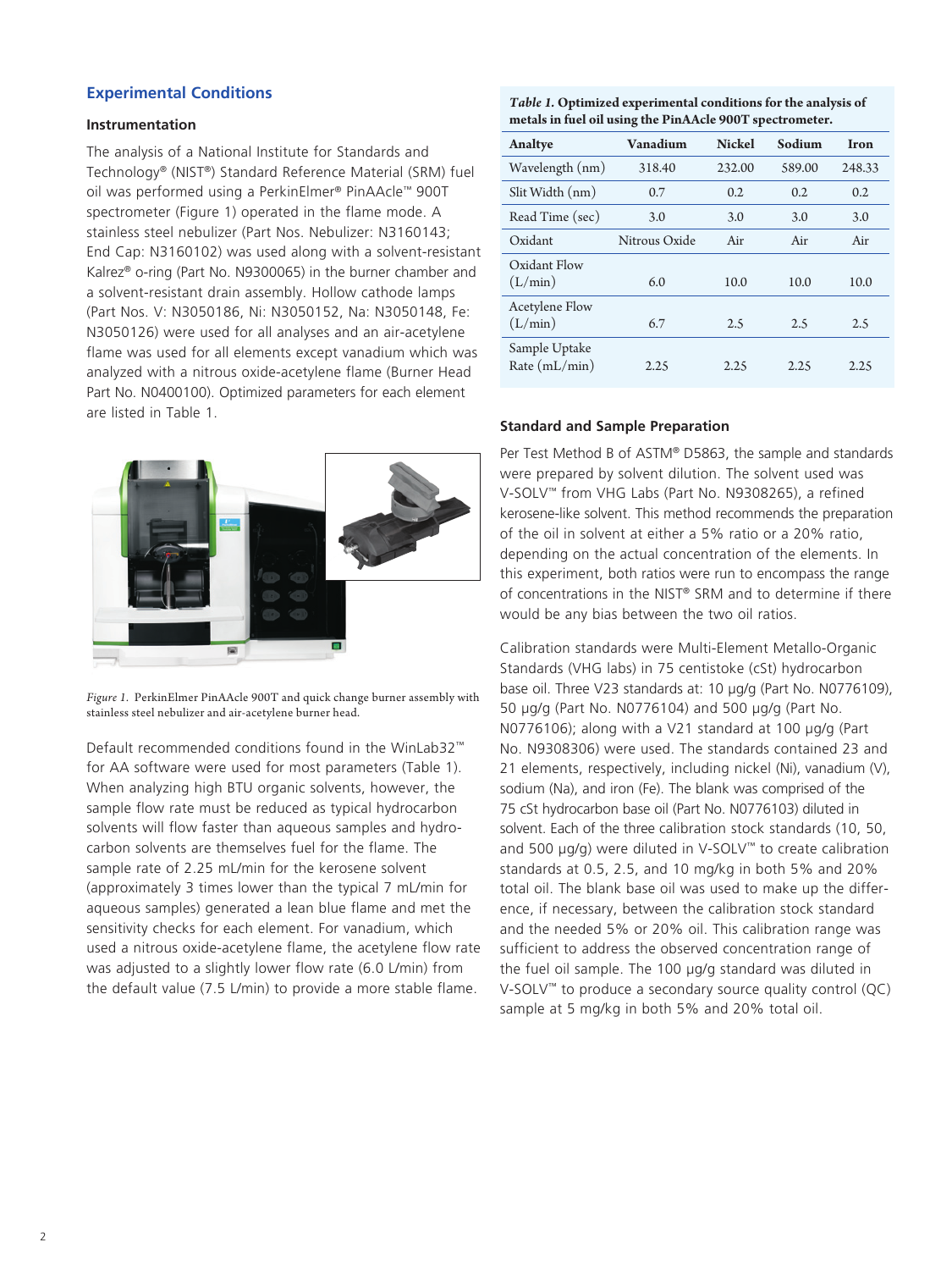## Experimental Conditions

### Instrumentation

The analysis of a National Institute for Standards and Technology® (NIST®) Standard Reference Material (SRM) fuel oil was performed using a PerkinElmer® PinAAcle™ 900T spectrometer (Figure 1) operated in the flame mode. A stainless steel nebulizer (Part Nos. Nebulizer: N3160143; End Cap: N3160102) was used along with a solvent-resistant Kalrez® o-ring (Part No. N9300065) in the burner chamber and a solvent-resistant drain assembly. Hollow cathode lamps (Part Nos. V: N3050186, Ni: N3050152, Na: N3050148, Fe: N3050126) were used for all analyses and an air-acetylene flame was used for all elements except vanadium which was analyzed with a nitrous oxide-acetylene flame (Burner Head Part No. N0400100). Optimized parameters for each element are listed in Table 1.

*Figure 1.* PerkinElmer PinAAcle 900T and quick change burner assembly with stainless steel nebulizer and air-acetylene burner head.

Default recommended conditions found in the WinLab32™ for AA software were used for most parameters (Table 1). When analyzing high BTU organic solvents, however, the sample flow rate must be reduced as typical hydrocarbon solvents will flow faster than aqueous samples and hydrocarbon solvents are themselves fuel for the flame. The sample rate of 2.25 mL/min for the kerosene solvent (approximately 3 times lower than the typical 7 mL/min for aqueous samples) generated a lean blue flame and met the sensitivity checks for each element. For vanadium, which used a nitrous oxide-acetylene flame, the acetylene flow rate was adjusted to a slightly lower flow rate (6.0 L/min) from the default value (7.5 L/min) to provide a more stable flame.

***Table 1.* Optimized experimental conditions for the analysis of metals in fuel oil using the PinAAcle 900T spectrometer.**

| Analyte | Vanadium | Nickel | Sodium | Iron |
|---|---|---|---|---|
| Wavelength (nm) | 318.40 | 232.00 | 589.00 | 248.33 |
| Slit Width (nm) | 0.7 | 0.2 | 0.2 | 0.2 |
| Read Time (sec) | 3.0 | 3.0 | 3.0 | 3.0 |
| Oxidant | Nitrous Oxide | Air | Air | Air |
| Oxidant Flow (L/min) | 6.0 | 10.0 | 10.0 | 10.0 |
| Acetylene Flow (L/min) | 6.7 | 2.5 | 2.5 | 2.5 |
| Sample Uptake Rate (mL/min) | 2.25 | 2.25 | 2.25 | 2.25 |

### Standard and Sample Preparation

Per Test Method B of ASTM® D5863, the sample and standards were prepared by solvent dilution. The solvent used was V-SOLV™ from VHG Labs (Part No. N9308265), a refined kerosene-like solvent. This method recommends the preparation of the oil in solvent at either a 5% ratio or a 20% ratio, depending on the actual concentration of the elements. In this experiment, both ratios were run to encompass the range of concentrations in the NIST® SRM and to determine if there would be any bias between the two oil ratios.

Calibration standards were Multi-Element Metallo-Organic Standards (VHG labs) in 75 centistoke (cSt) hydrocarbon base oil. Three V23 standards at: 10 µg/g (Part No. N0776109), 50 µg/g (Part No. N0776104) and 500 µg/g (Part No. N0776106); along with a V21 standard at 100 µg/g (Part No. N9308306) were used. The standards contained 23 and 21 elements, respectively, including nickel (Ni), vanadium (V), sodium (Na), and iron (Fe). The blank was comprised of the 75 cSt hydrocarbon base oil (Part No. N0776103) diluted in solvent. Each of the three calibration stock standards (10, 50, and 500 µg/g) were diluted in V-SOLV™ to create calibration standards at 0.5, 2.5, and 10 mg/kg in both 5% and 20% total oil. The blank base oil was used to make up the difference, if necessary, between the calibration stock standard and the needed 5% or 20% oil. This calibration range was sufficient to address the observed concentration range of the fuel oil sample. The 100 µg/g standard was diluted in V-SOLV™ to produce a secondary source quality control (QC) sample at 5 mg/kg in both 5% and 20% total oil.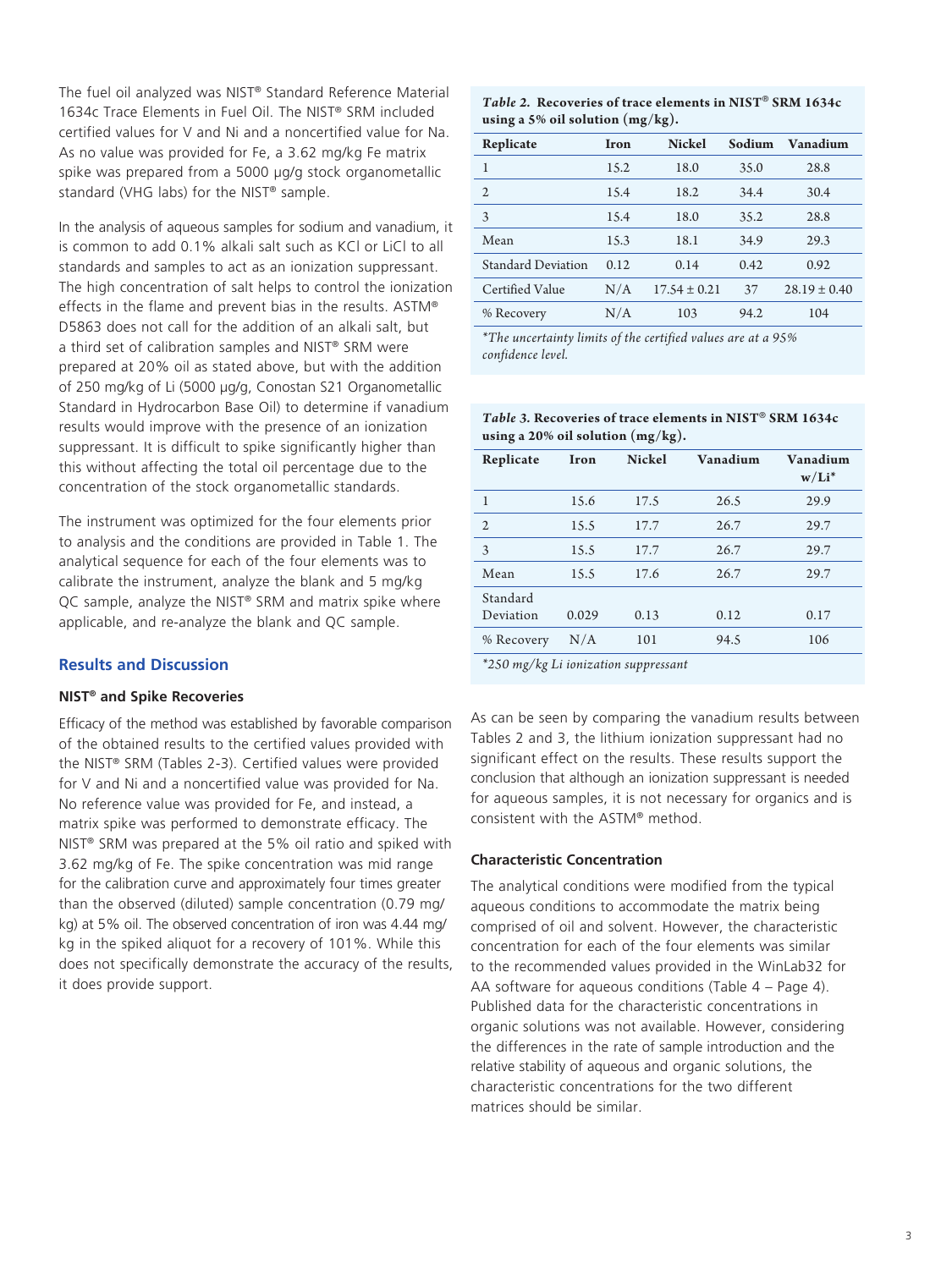The fuel oil analyzed was NIST® Standard Reference Material 1634c Trace Elements in Fuel Oil. The NIST® SRM included certified values for V and Ni and a noncertified value for Na. As no value was provided for Fe, a 3.62 mg/kg Fe matrix spike was prepared from a 5000 µg/g stock organometallic standard (VHG labs) for the NIST® sample.

In the analysis of aqueous samples for sodium and vanadium, it is common to add 0.1% alkali salt such as KCl or LiCl to all standards and samples to act as an ionization suppressant. The high concentration of salt helps to control the ionization effects in the flame and prevent bias in the results. ASTM® D5863 does not call for the addition of an alkali salt, but a third set of calibration samples and NIST® SRM were prepared at 20% oil as stated above, but with the addition of 250 mg/kg of Li (5000 µg/g, Conostan S21 Organometallic Standard in Hydrocarbon Base Oil) to determine if vanadium results would improve with the presence of an ionization suppressant. It is difficult to spike significantly higher than this without affecting the total oil percentage due to the concentration of the stock organometallic standards.

The instrument was optimized for the four elements prior to analysis and the conditions are provided in Table 1. The analytical sequence for each of the four elements was to calibrate the instrument, analyze the blank and 5 mg/kg QC sample, analyze the NIST® SRM and matrix spike where applicable, and re-analyze the blank and QC sample.

## Results and Discussion

### NIST® and Spike Recoveries

Efficacy of the method was established by favorable comparison of the obtained results to the certified values provided with the NIST® SRM (Tables 2-3). Certified values were provided for V and Ni and a noncertified value was provided for Na. No reference value was provided for Fe, and instead, a matrix spike was performed to demonstrate efficacy. The NIST® SRM was prepared at the 5% oil ratio and spiked with 3.62 mg/kg of Fe. The spike concentration was mid range for the calibration curve and approximately four times greater than the observed (diluted) sample concentration (0.79 mg/kg) at 5% oil. The observed concentration of iron was 4.44 mg/kg in the spiked aliquot for a recovery of 101%. While this does not specifically demonstrate the accuracy of the results, it does provide support.

***Table 2.* Recoveries of trace elements in NIST® SRM 1634c using a 5% oil solution (mg/kg).**

| Replicate | Iron | Nickel | Sodium | Vanadium |
|---|---|---|---|---|
| 1 | 15.2 | 18.0 | 35.0 | 28.8 |
| 2 | 15.4 | 18.2 | 34.4 | 30.4 |
| 3 | 15.4 | 18.0 | 35.2 | 28.8 |
| Mean | 15.3 | 18.1 | 34.9 | 29.3 |
| Standard Deviation | 0.12 | 0.14 | 0.42 | 0.92 |
| Certified Value | N/A | 17.54 ± 0.21 | 37 | 28.19 ± 0.40 |
| % Recovery | N/A | 103 | 94.2 | 104 |

*The uncertainty limits of the certified values are at a 95% confidence level.*

***Table 3.* Recoveries of trace elements in NIST® SRM 1634c using a 20% oil solution (mg/kg).**

| Replicate | Iron | Nickel | Vanadium | Vanadium w/Li* |
|---|---|---|---|---|
| 1 | 15.6 | 17.5 | 26.5 | 29.9 |
| 2 | 15.5 | 17.7 | 26.7 | 29.7 |
| 3 | 15.5 | 17.7 | 26.7 | 29.7 |
| Mean | 15.5 | 17.6 | 26.7 | 29.7 |
| Standard Deviation | 0.029 | 0.13 | 0.12 | 0.17 |
| % Recovery | N/A | 101 | 94.5 | 106 |

*250 mg/kg Li ionization suppressant*

As can be seen by comparing the vanadium results between Tables 2 and 3, the lithium ionization suppressant had no significant effect on the results. These results support the conclusion that although an ionization suppressant is needed for aqueous samples, it is not necessary for organics and is consistent with the ASTM® method.

### Characteristic Concentration

The analytical conditions were modified from the typical aqueous conditions to accommodate the matrix being comprised of oil and solvent. However, the characteristic concentration for each of the four elements was similar to the recommended values provided in the WinLab32 for AA software for aqueous conditions (Table 4 – Page 4). Published data for the characteristic concentrations in organic solutions was not available. However, considering the differences in the rate of sample introduction and the relative stability of aqueous and organic solutions, the characteristic concentrations for the two different matrices should be similar.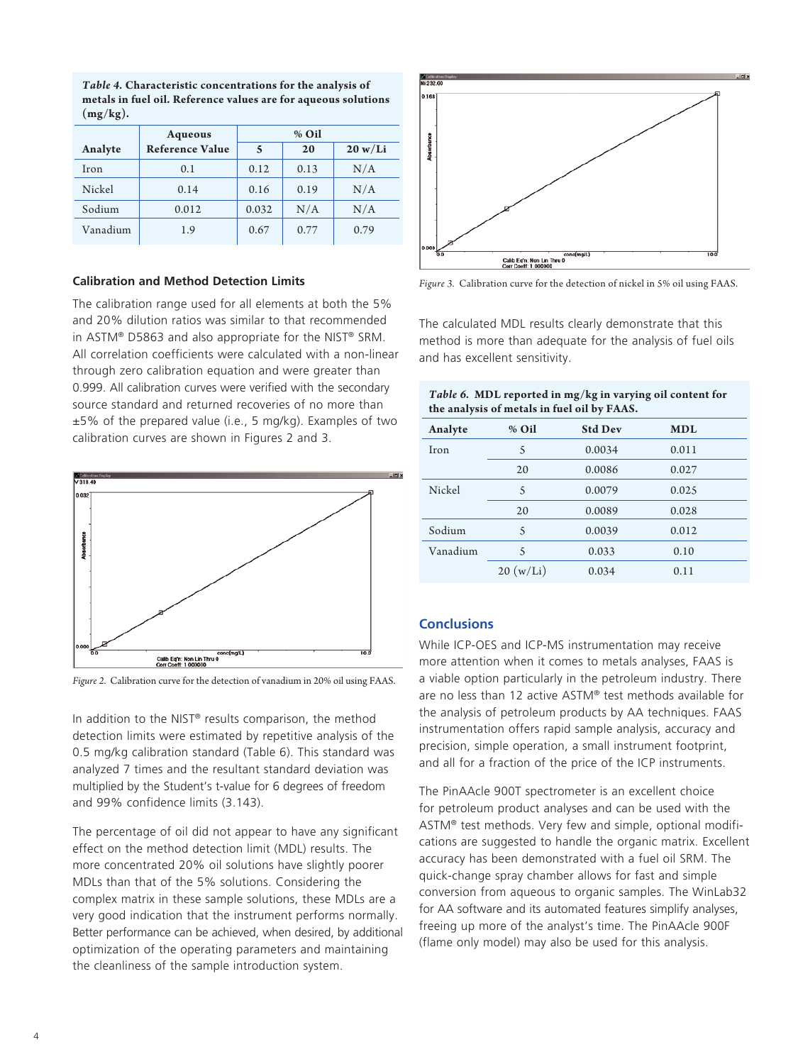*Table 4.* **Characteristic concentrations for the analysis of metals in fuel oil. Reference values are for aqueous solutions (mg/kg).**

| Analyte | Aqueous Reference Value | % Oil | | |
|---|---|---|---|---|
| | | 5 | 20 | 20 w/Li |
| Iron | 0.1 | 0.12 | 0.13 | N/A |
| Nickel | 0.14 | 0.16 | 0.19 | N/A |
| Sodium | 0.012 | 0.032 | N/A | N/A |
| Vanadium | 1.9 | 0.67 | 0.77 | 0.79 |

### Calibration and Method Detection Limits

The calibration range used for all elements at both the 5% and 20% dilution ratios was similar to that recommended in ASTM® D5863 and also appropriate for the NIST® SRM. All correlation coefficients were calculated with a non-linear through zero calibration equation and were greater than 0.999. All calibration curves were verified with the secondary source standard and returned recoveries of no more than ±5% of the prepared value (i.e., 5 mg/kg). Examples of two calibration curves are shown in Figures 2 and 3.

*Figure 2.* Calibration curve for the detection of vanadium in 20% oil using FAAS.

In addition to the NIST® results comparison, the method detection limits were estimated by repetitive analysis of the 0.5 mg/kg calibration standard (Table 6). This standard was analyzed 7 times and the resultant standard deviation was multiplied by the Student's t-value for 6 degrees of freedom and 99% confidence limits (3.143).

The percentage of oil did not appear to have any significant effect on the method detection limit (MDL) results. The more concentrated 20% oil solutions have slightly poorer MDLs than that of the 5% solutions. Considering the complex matrix in these sample solutions, these MDLs are a very good indication that the instrument performs normally. Better performance can be achieved, when desired, by additional optimization of the operating parameters and maintaining the cleanliness of the sample introduction system.

*Figure 3.* Calibration curve for the detection of nickel in 5% oil using FAAS.

The calculated MDL results clearly demonstrate that this method is more than adequate for the analysis of fuel oils and has excellent sensitivity.

*Table 6.* **MDL reported in mg/kg in varying oil content for the analysis of metals in fuel oil by FAAS.**

| Analyte | % Oil | Std Dev | MDL |
|---|---|---|---|
| Iron | 5 | 0.0034 | 0.011 |
| | 20 | 0.0086 | 0.027 |
| Nickel | 5 | 0.0079 | 0.025 |
| | 20 | 0.0089 | 0.028 |
| Sodium | 5 | 0.0039 | 0.012 |
| Vanadium | 5 | 0.033 | 0.10 |
| | 20 (w/Li) | 0.034 | 0.11 |

## Conclusions

While ICP-OES and ICP-MS instrumentation may receive more attention when it comes to metals analyses, FAAS is a viable option particularly in the petroleum industry. There are no less than 12 active ASTM® test methods available for the analysis of petroleum products by AA techniques. FAAS instrumentation offers rapid sample analysis, accuracy and precision, simple operation, a small instrument footprint, and all for a fraction of the price of the ICP instruments.

The PinAAcle 900T spectrometer is an excellent choice for petroleum product analyses and can be used with the ASTM® test methods. Very few and simple, optional modifications are suggested to handle the organic matrix. Excellent accuracy has been demonstrated with a fuel oil SRM. The quick-change spray chamber allows for fast and simple conversion from aqueous to organic samples. The WinLab32 for AA software and its automated features simplify analyses, freeing up more of the analyst's time. The PinAAcle 900F (flame only model) may also be used for this analysis.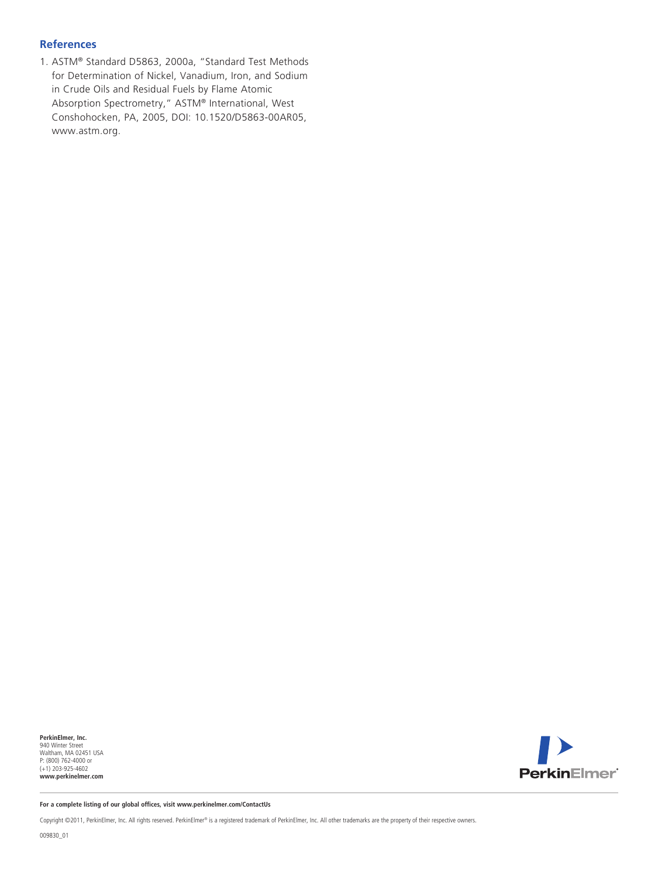## References

1. ASTM® Standard D5863, 2000a, "Standard Test Methods for Determination of Nickel, Vanadium, Iron, and Sodium in Crude Oils and Residual Fuels by Flame Atomic Absorption Spectrometry," ASTM® International, West Conshohocken, PA, 2005, DOI: 10.1520/D5863-00AR05, www.astm.org.

**PerkinElmer, Inc.**
940 Winter Street
Waltham, MA 02451 USA
P: (800) 762-4000 or
(+1) 203-925-4602
**www.perkinelmer.com**

**For a complete listing of our global offices, visit www.perkinelmer.com/ContactUs**

Copyright ©2011, PerkinElmer, Inc. All rights reserved. PerkinElmer® is a registered trademark of PerkinElmer, Inc. All other trademarks are the property of their respective owners.

009830_01